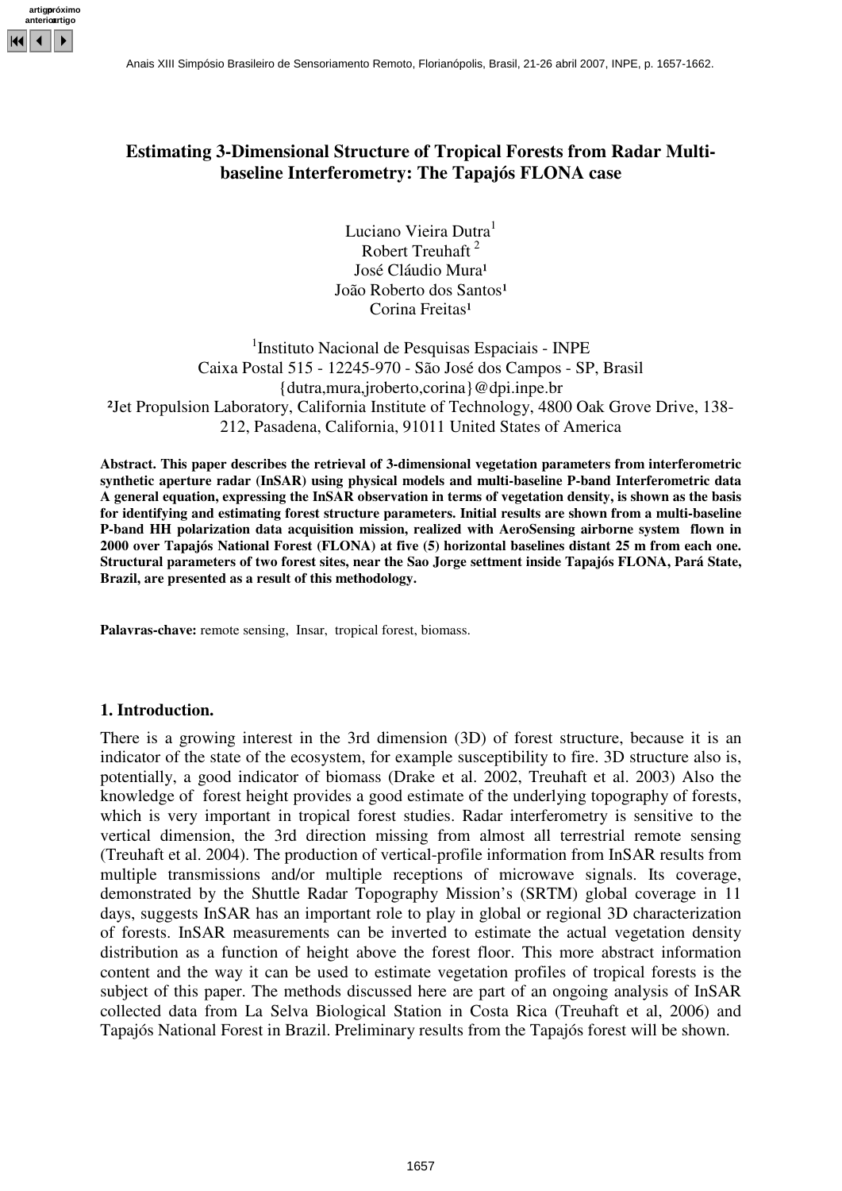# Estimating 3-Dimensional Structure of Tropical Forests from Radar Multi-baseline Interferometry: The Tapajós FLONA case

Luciano Vieira Dutra[1]
Robert Treuhaft[2]
José Cláudio Mura[1]
João Roberto dos Santos[1]
Corina Freitas[1]

[1]Instituto Nacional de Pesquisas Espaciais - INPE
Caixa Postal 515 - 12245-970 - São José dos Campos - SP, Brasil
{dutra,mura,jroberto,corina}@dpi.inpe.br

[2]Jet Propulsion Laboratory, California Institute of Technology, 4800 Oak Grove Drive, 138-212, Pasadena, California, 91011 United States of America

**Abstract. This paper describes the retrieval of 3-dimensional vegetation parameters from interferometric synthetic aperture radar (InSAR) using physical models and multi-baseline P-band Interferometric data A general equation, expressing the InSAR observation in terms of vegetation density, is shown as the basis for identifying and estimating forest structure parameters. Initial results are shown from a multi-baseline P-band HH polarization data acquisition mission, realized with AeroSensing airborne system flown in 2000 over Tapajós National Forest (FLONA) at five (5) horizontal baselines distant 25 m from each one. Structural parameters of two forest sites, near the Sao Jorge settment inside Tapajós FLONA, Pará State, Brazil, are presented as a result of this methodology.**

**Palavras-chave:** remote sensing, Insar, tropical forest, biomass.

## 1. Introduction.

There is a growing interest in the 3rd dimension (3D) of forest structure, because it is an indicator of the state of the ecosystem, for example susceptibility to fire. 3D structure also is, potentially, a good indicator of biomass (Drake et al. 2002, Treuhaft et al. 2003) Also the knowledge of forest height provides a good estimate of the underlying topography of forests, which is very important in tropical forest studies. Radar interferometry is sensitive to the vertical dimension, the 3rd direction missing from almost all terrestrial remote sensing (Treuhaft et al. 2004). The production of vertical-profile information from InSAR results from multiple transmissions and/or multiple receptions of microwave signals. Its coverage, demonstrated by the Shuttle Radar Topography Mission's (SRTM) global coverage in 11 days, suggests InSAR has an important role to play in global or regional 3D characterization of forests. InSAR measurements can be inverted to estimate the actual vegetation density distribution as a function of height above the forest floor. This more abstract information content and the way it can be used to estimate vegetation profiles of tropical forests is the subject of this paper. The methods discussed here are part of an ongoing analysis of InSAR collected data from La Selva Biological Station in Costa Rica (Treuhaft et al, 2006) and Tapajós National Forest in Brazil. Preliminary results from the Tapajós forest will be shown.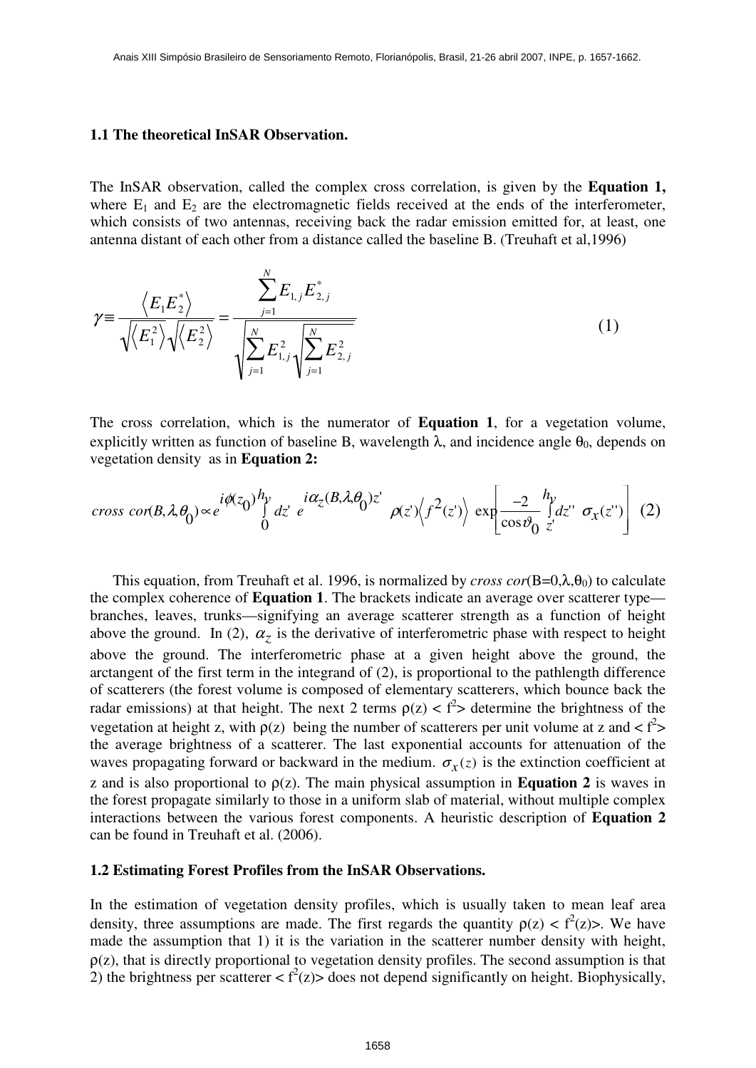### 1.1 The theoretical InSAR Observation.

The InSAR observation, called the complex cross correlation, is given by the **Equation 1,** where $E_1$ and $E_2$ are the electromagnetic fields received at the ends of the interferometer, which consists of two antennas, receiving back the radar emission emitted for, at least, one antenna distant of each other from a distance called the baseline B. (Treuhaft et al,1996)

$$\gamma \equiv \frac{\left\langle E_1 E_2^* \right\rangle}{\sqrt{\left\langle E_1^2 \right\rangle}\sqrt{\left\langle E_2^2 \right\rangle}} = \frac{\sum_{j=1}^{N} E_{1,j} E_{2,j}^*}{\sqrt{\sum_{j=1}^{N} E_{1,j}^2}\sqrt{\sum_{j=1}^{N} E_{2,j}^2}} \tag{1}$$

The cross correlation, which is the numerator of **Equation 1**, for a vegetation volume, explicitly written as function of baseline B, wavelength $\lambda$, and incidence angle $\theta_0$, depends on vegetation density as in **Equation 2:**

$$cross\ cor(B,\lambda,\theta_0) \propto e^{i\phi(z_0)} \int_0^{h_v} dz'\ e^{i\alpha_z(B,\lambda,\theta_0)z'}\ \rho(z')\left\langle f^2(z')\right\rangle\ \exp\left[\frac{-2}{\cos\vartheta_0}\int_{z'}^{h_v} dz''\ \sigma_x(z'')\right] \tag{2}$$

This equation, from Treuhaft et al. 1996, is normalized by *cross cor*$(B=0,\lambda,\theta_0)$ to calculate the complex coherence of **Equation 1**. The brackets indicate an average over scatterer type—branches, leaves, trunks—signifying an average scatterer strength as a function of height above the ground. In (2), $\alpha_z$ is the derivative of interferometric phase with respect to height above the ground. The interferometric phase at a given height above the ground, the arctangent of the first term in the integrand of (2), is proportional to the pathlength difference of scatterers (the forest volume is composed of elementary scatterers, which bounce back the radar emissions) at that height. The next 2 terms $\rho(z) < f^2>$ determine the brightness of the vegetation at height z, with $\rho(z)$ being the number of scatterers per unit volume at z and $< f^2>$ the average brightness of a scatterer. The last exponential accounts for attenuation of the waves propagating forward or backward in the medium. $\sigma_x(z)$ is the extinction coefficient at z and is also proportional to $\rho(z)$. The main physical assumption in **Equation 2** is waves in the forest propagate similarly to those in a uniform slab of material, without multiple complex interactions between the various forest components. A heuristic description of **Equation 2** can be found in Treuhaft et al. (2006).

### 1.2 Estimating Forest Profiles from the InSAR Observations.

In the estimation of vegetation density profiles, which is usually taken to mean leaf area density, three assumptions are made. The first regards the quantity $\rho(z) < f^2(z)>$. We have made the assumption that 1) it is the variation in the scatterer number density with height, $\rho(z)$, that is directly proportional to vegetation density profiles. The second assumption is that 2) the brightness per scatterer $< f^2(z)>$ does not depend significantly on height. Biophysically,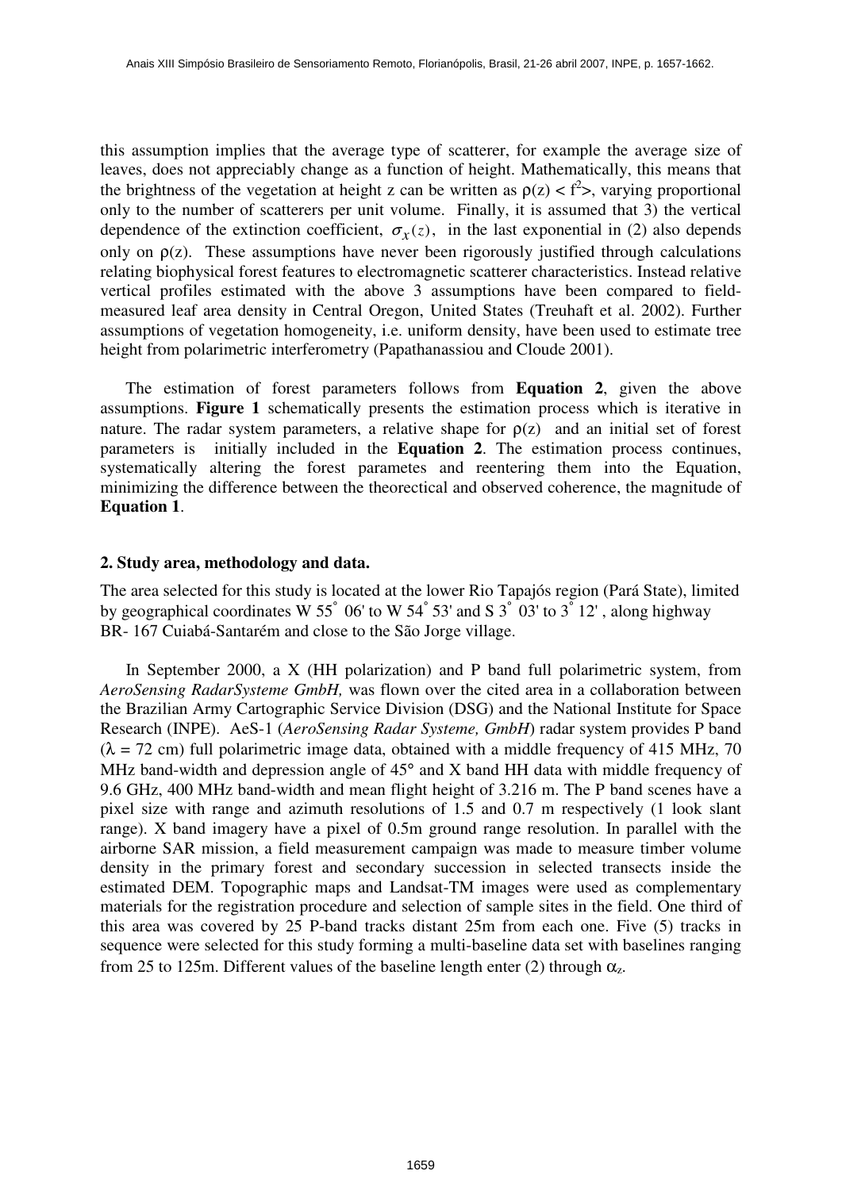this assumption implies that the average type of scatterer, for example the average size of leaves, does not appreciably change as a function of height. Mathematically, this means that the brightness of the vegetation at height z can be written as $\rho(z) < f^2>$, varying proportional only to the number of scatterers per unit volume. Finally, it is assumed that 3) the vertical dependence of the extinction coefficient, $\sigma_x(z)$, in the last exponential in (2) also depends only on $\rho(z)$. These assumptions have never been rigorously justified through calculations relating biophysical forest features to electromagnetic scatterer characteristics. Instead relative vertical profiles estimated with the above 3 assumptions have been compared to field-measured leaf area density in Central Oregon, United States (Treuhaft et al. 2002). Further assumptions of vegetation homogeneity, i.e. uniform density, have been used to estimate tree height from polarimetric interferometry (Papathanassiou and Cloude 2001).

The estimation of forest parameters follows from **Equation 2**, given the above assumptions. **Figure 1** schematically presents the estimation process which is iterative in nature. The radar system parameters, a relative shape for $\rho(z)$ and an initial set of forest parameters is initially included in the **Equation 2**. The estimation process continues, systematically altering the forest parametes and reentering them into the Equation, minimizing the difference between the theorectical and observed coherence, the magnitude of **Equation 1**.

## 2. Study area, methodology and data.

The area selected for this study is located at the lower Rio Tapajós region (Pará State), limited by geographical coordinates W 55° 06' to W 54° 53' and S 3° 03' to 3° 12' , along highway BR- 167 Cuiabá-Santarém and close to the São Jorge village.

In September 2000, a X (HH polarization) and P band full polarimetric system, from *AeroSensing RadarSysteme GmbH,* was flown over the cited area in a collaboration between the Brazilian Army Cartographic Service Division (DSG) and the National Institute for Space Research (INPE). AeS-1 (*AeroSensing Radar Systeme, GmbH*) radar system provides P band ($\lambda$ = 72 cm) full polarimetric image data, obtained with a middle frequency of 415 MHz, 70 MHz band-width and depression angle of 45° and X band HH data with middle frequency of 9.6 GHz, 400 MHz band-width and mean flight height of 3.216 m. The P band scenes have a pixel size with range and azimuth resolutions of 1.5 and 0.7 m respectively (1 look slant range). X band imagery have a pixel of 0.5m ground range resolution. In parallel with the airborne SAR mission, a field measurement campaign was made to measure timber volume density in the primary forest and secondary succession in selected transects inside the estimated DEM. Topographic maps and Landsat-TM images were used as complementary materials for the registration procedure and selection of sample sites in the field. One third of this area was covered by 25 P-band tracks distant 25m from each one. Five (5) tracks in sequence were selected for this study forming a multi-baseline data set with baselines ranging from 25 to 125m. Different values of the baseline length enter (2) through $\alpha_z$.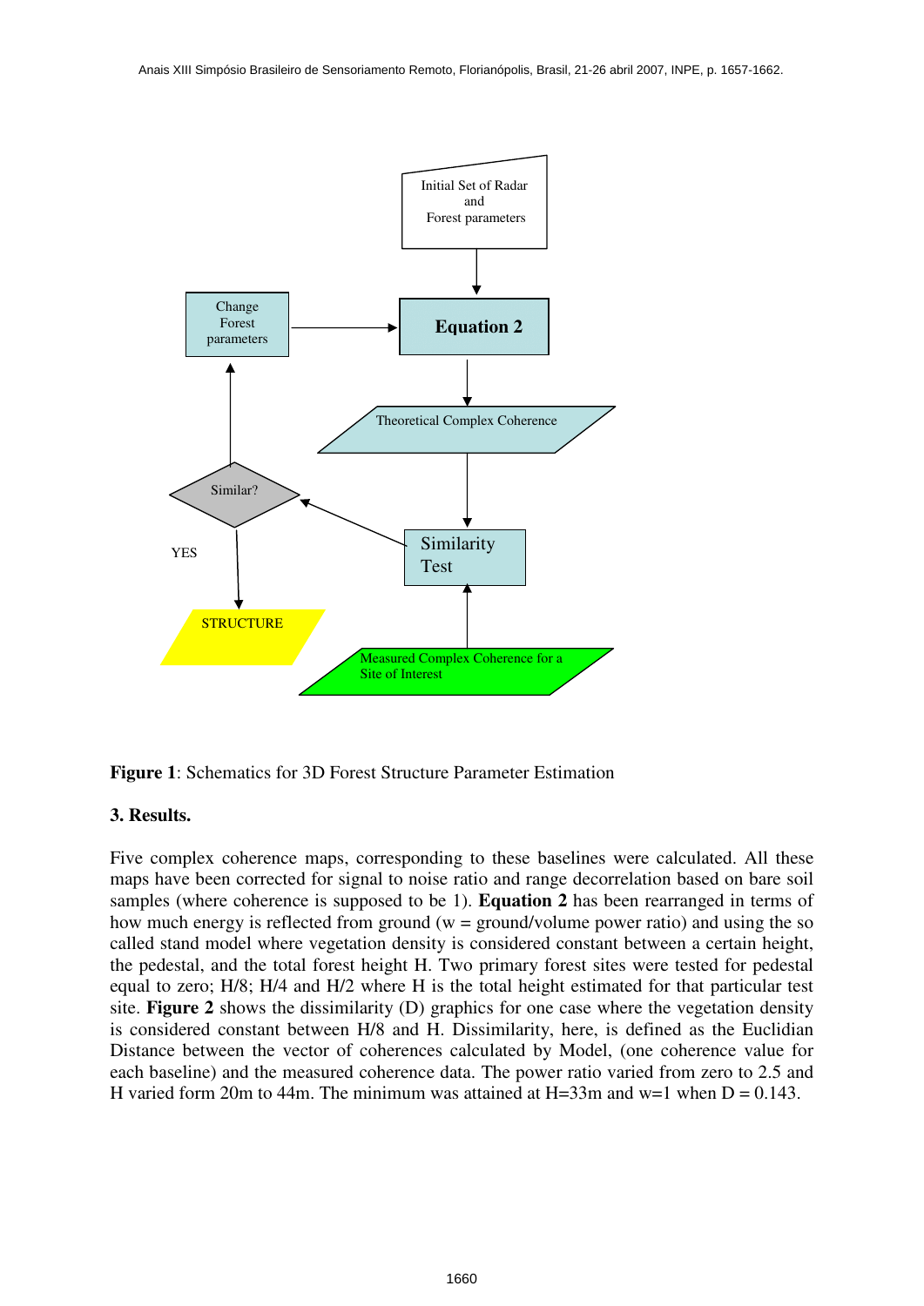Initial Set of Radar and Forest parameters

Equation 2

Change Forest parameters

Theoretical Complex Coherence

Similar?

Similarity Test

YES

STRUCTURE

Measured Complex Coherence for a Site of Interest

**Figure 1**: Schematics for 3D Forest Structure Parameter Estimation

### 3. Results.

Five complex coherence maps, corresponding to these baselines were calculated. All these maps have been corrected for signal to noise ratio and range decorrelation based on bare soil samples (where coherence is supposed to be 1). **Equation 2** has been rearranged in terms of how much energy is reflected from ground (w = ground/volume power ratio) and using the so called stand model where vegetation density is considered constant between a certain height, the pedestal, and the total forest height H. Two primary forest sites were tested for pedestal equal to zero; H/8; H/4 and H/2 where H is the total height estimated for that particular test site. **Figure 2** shows the dissimilarity (D) graphics for one case where the vegetation density is considered constant between H/8 and H. Dissimilarity, here, is defined as the Euclidian Distance between the vector of coherences calculated by Model, (one coherence value for each baseline) and the measured coherence data. The power ratio varied from zero to 2.5 and H varied form 20m to 44m. The minimum was attained at H=33m and w=1 when D = 0.143.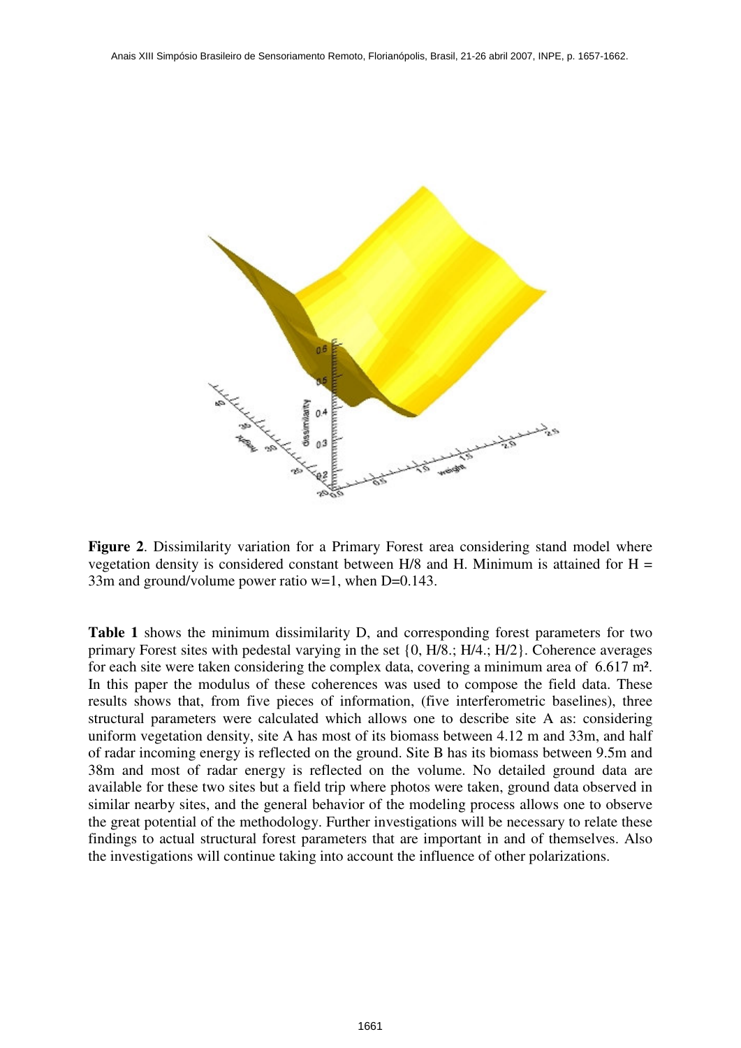**Figure 2**. Dissimilarity variation for a Primary Forest area considering stand model where vegetation density is considered constant between H/8 and H. Minimum is attained for H = 33m and ground/volume power ratio w=1, when D=0.143.

**Table 1** shows the minimum dissimilarity D, and corresponding forest parameters for two primary Forest sites with pedestal varying in the set {0, H/8.; H/4.; H/2}. Coherence averages for each site were taken considering the complex data, covering a minimum area of 6.617 m². In this paper the modulus of these coherences was used to compose the field data. These results shows that, from five pieces of information, (five interferometric baselines), three structural parameters were calculated which allows one to describe site A as: considering uniform vegetation density, site A has most of its biomass between 4.12 m and 33m, and half of radar incoming energy is reflected on the ground. Site B has its biomass between 9.5m and 38m and most of radar energy is reflected on the volume. No detailed ground data are available for these two sites but a field trip where photos were taken, ground data observed in similar nearby sites, and the general behavior of the modeling process allows one to observe the great potential of the methodology. Further investigations will be necessary to relate these findings to actual structural forest parameters that are important in and of themselves. Also the investigations will continue taking into account the influence of other polarizations.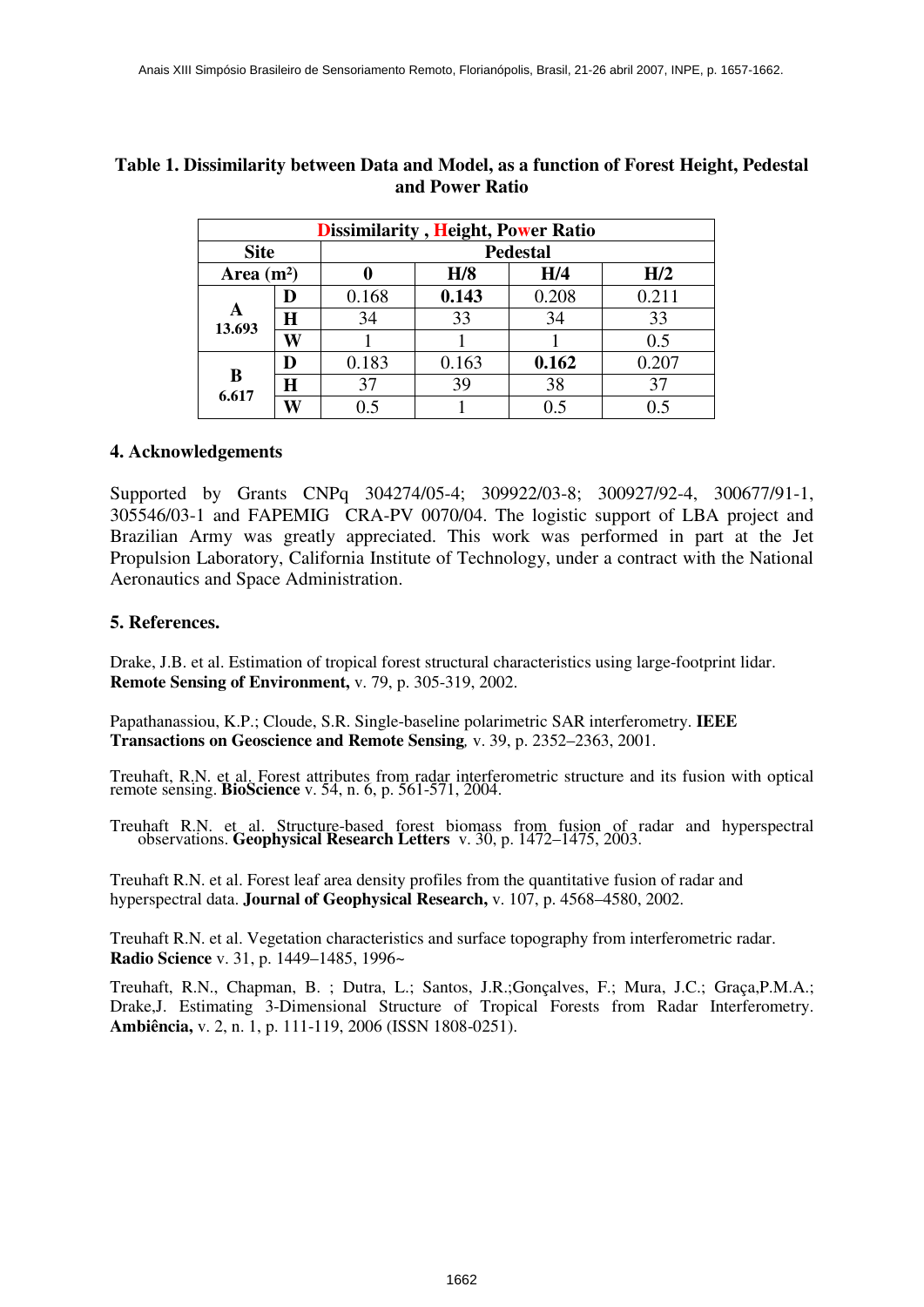**Table 1. Dissimilarity between Data and Model, as a function of Forest Height, Pedestal and Power Ratio**

| Dissimilarity , Height, Power Ratio | | | | | |
|---|---|---|---|---|---|
| **Site** | | **Pedestal** | | | |
| **Area (m²)** | | **0** | **H/8** | **H/4** | **H/2** |
| **A** 13.693 | **D** | 0.168 | **0.143** | 0.208 | 0.211 |
| | **H** | 34 | 33 | 34 | 33 |
| | **W** | 1 | 1 | 1 | 0.5 |
| **B** 6.617 | **D** | 0.183 | 0.163 | **0.162** | 0.207 |
| | **H** | 37 | 39 | 38 | 37 |
| | **W** | 0.5 | 1 | 0.5 | 0.5 |

## 4. Acknowledgements

Supported by Grants CNPq 304274/05-4; 309922/03-8; 300927/92-4, 300677/91-1, 305546/03-1 and FAPEMIG CRA-PV 0070/04. The logistic support of LBA project and Brazilian Army was greatly appreciated. This work was performed in part at the Jet Propulsion Laboratory, California Institute of Technology, under a contract with the National Aeronautics and Space Administration.

## 5. References.

Drake, J.B. et al. Estimation of tropical forest structural characteristics using large-footprint lidar. **Remote Sensing of Environment,** v. 79, p. 305-319, 2002.

Papathanassiou, K.P.; Cloude, S.R. Single-baseline polarimetric SAR interferometry. **IEEE Transactions on Geoscience and Remote Sensing***,* v. 39, p. 2352–2363, 2001.

Treuhaft, R.N. et al. Forest attributes from radar interferometric structure and its fusion with optical remote sensing. **BioScience** v. 54, n. 6, p. 561-571, 2004.

Treuhaft R.N. et al. Structure-based forest biomass from fusion of radar and hyperspectral observations. **Geophysical Research Letters** v. 30, p. 1472–1475, 2003.

Treuhaft R.N. et al. Forest leaf area density profiles from the quantitative fusion of radar and hyperspectral data. **Journal of Geophysical Research,** v. 107, p. 4568–4580, 2002.

Treuhaft R.N. et al. Vegetation characteristics and surface topography from interferometric radar. **Radio Science** v. 31, p. 1449–1485, 1996~

Treuhaft, R.N., Chapman, B. ; Dutra, L.; Santos, J.R.;Gonçalves, F.; Mura, J.C.; Graça,P.M.A.; Drake,J. Estimating 3-Dimensional Structure of Tropical Forests from Radar Interferometry. **Ambiência,** v. 2, n. 1, p. 111-119, 2006 (ISSN 1808-0251).